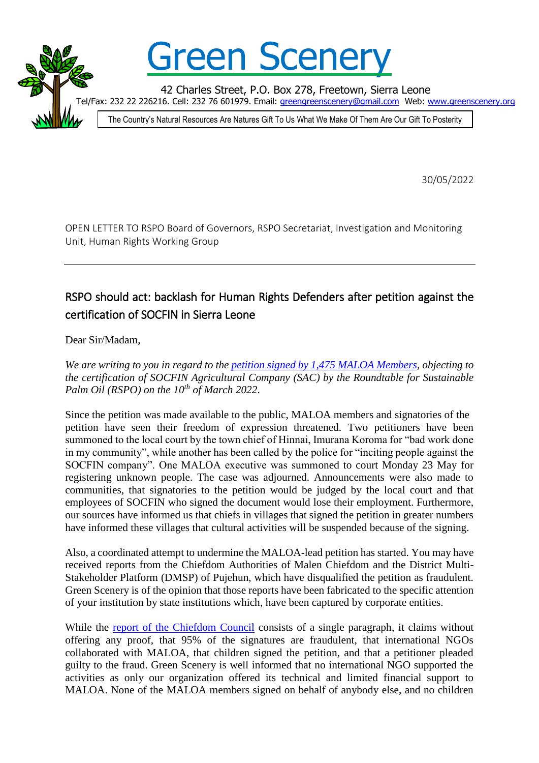# Green Scenery

42 Charles Street, P.O. Box 278, Freetown, Sierra Leone

Tel/Fax: 232 22 226216. Cell: 232 76 601979. Email: greengreenscenery@gmail.com Web: www.greenscenery.org

The Country's Natural Resources Are Natures Gift To Us What We Make Of Them Are Our Gift To Posterity

30/05/2022

OPEN LETTER TO RSPO Board of Governors, RSPO Secretariat, Investigation and Monitoring Unit, Human Rights Working Group

---

## RSPO should act: backlash for Human Rights Defenders after petition against the certification of SOCFIN in Sierra Leone

Dear Sir/Madam,

*We are writing to you in regard to the [petition signed by 1,475 MALOA Members](), objecting to the certification of SOCFIN Agricultural Company (SAC) by the Roundtable for Sustainable Palm Oil (RSPO) on the 10th of March 2022.*

Since the petition was made available to the public, MALOA members and signatories of the petition have seen their freedom of expression threatened. Two petitioners have been summoned to the local court by the town chief of Hinnai, Imurana Koroma for "bad work done in my community", while another has been called by the police for "inciting people against the SOCFIN company". One MALOA executive was summoned to court Monday 23 May for registering unknown people. The case was adjourned. Announcements were also made to communities, that signatories to the petition would be judged by the local court and that employees of SOCFIN who signed the document would lose their employment. Furthermore, our sources have informed us that chiefs in villages that signed the petition in greater numbers have informed these villages that cultural activities will be suspended because of the signing.

Also, a coordinated attempt to undermine the MALOA-lead petition has started. You may have received reports from the Chiefdom Authorities of Malen Chiefdom and the District Multi-Stakeholder Platform (DMSP) of Pujehun, which have disqualified the petition as fraudulent. Green Scenery is of the opinion that those reports have been fabricated to the specific attention of your institution by state institutions which, have been captured by corporate entities.

While the [report of the Chiefdom Council]() consists of a single paragraph, it claims without offering any proof, that 95% of the signatures are fraudulent, that international NGOs collaborated with MALOA, that children signed the petition, and that a petitioner pleaded guilty to the fraud. Green Scenery is well informed that no international NGO supported the activities as only our organization offered its technical and limited financial support to MALOA. None of the MALOA members signed on behalf of anybody else, and no children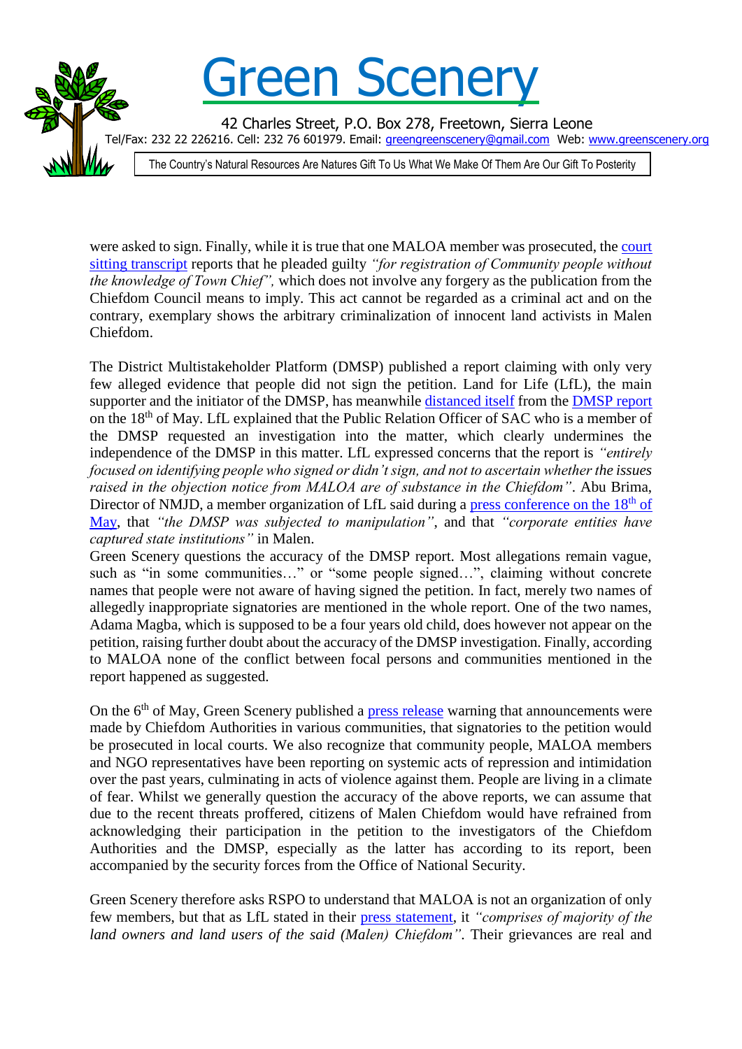were asked to sign. Finally, while it is true that one MALOA member was prosecuted, the court sitting transcript reports that he pleaded guilty *"for registration of Community people without the knowledge of Town Chief",* which does not involve any forgery as the publication from the Chiefdom Council means to imply. This act cannot be regarded as a criminal act and on the contrary, exemplary shows the arbitrary criminalization of innocent land activists in Malen Chiefdom.

The District Multistakeholder Platform (DMSP) published a report claiming with only very few alleged evidence that people did not sign the petition. Land for Life (LfL), the main supporter and the initiator of the DMSP, has meanwhile distanced itself from the DMSP report on the 18th of May. LfL explained that the Public Relation Officer of SAC who is a member of the DMSP requested an investigation into the matter, which clearly undermines the independence of the DMSP in this matter. LfL expressed concerns that the report is *"entirely focused on identifying people who signed or didn't sign, and not to ascertain whether the issues raised in the objection notice from MALOA are of substance in the Chiefdom"*. Abu Brima, Director of NMJD, a member organization of LfL said during a press conference on the 18th of May, that *"the DMSP was subjected to manipulation"*, and that *"corporate entities have captured state institutions"* in Malen.

Green Scenery questions the accuracy of the DMSP report. Most allegations remain vague, such as "in some communities…" or "some people signed…", claiming without concrete names that people were not aware of having signed the petition. In fact, merely two names of allegedly inappropriate signatories are mentioned in the whole report. One of the two names, Adama Magba, which is supposed to be a four years old child, does however not appear on the petition, raising further doubt about the accuracy of the DMSP investigation. Finally, according to MALOA none of the conflict between focal persons and communities mentioned in the report happened as suggested.

On the 6th of May, Green Scenery published a press release warning that announcements were made by Chiefdom Authorities in various communities, that signatories to the petition would be prosecuted in local courts. We also recognize that community people, MALOA members and NGO representatives have been reporting on systemic acts of repression and intimidation over the past years, culminating in acts of violence against them. People are living in a climate of fear. Whilst we generally question the accuracy of the above reports, we can assume that due to the recent threats proffered, citizens of Malen Chiefdom would have refrained from acknowledging their participation in the petition to the investigators of the Chiefdom Authorities and the DMSP, especially as the latter has according to its report, been accompanied by the security forces from the Office of National Security.

Green Scenery therefore asks RSPO to understand that MALOA is not an organization of only few members, but that as LfL stated in their press statement, it *"comprises of majority of the land owners and land users of the said (Malen) Chiefdom"*. Their grievances are real and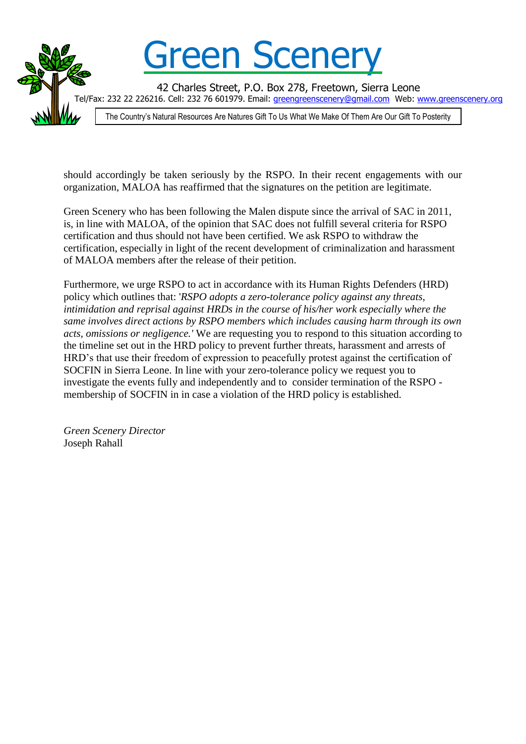should accordingly be taken seriously by the RSPO. In their recent engagements with our organization, MALOA has reaffirmed that the signatures on the petition are legitimate.

Green Scenery who has been following the Malen dispute since the arrival of SAC in 2011, is, in line with MALOA, of the opinion that SAC does not fulfill several criteria for RSPO certification and thus should not have been certified. We ask RSPO to withdraw the certification, especially in light of the recent development of criminalization and harassment of MALOA members after the release of their petition.

Furthermore, we urge RSPO to act in accordance with its Human Rights Defenders (HRD) policy which outlines that: '*RSPO adopts a zero-tolerance policy against any threats, intimidation and reprisal against HRDs in the course of his/her work especially where the same involves direct actions by RSPO members which includes causing harm through its own acts, omissions or negligence.'* We are requesting you to respond to this situation according to the timeline set out in the HRD policy to prevent further threats, harassment and arrests of HRD's that use their freedom of expression to peacefully protest against the certification of SOCFIN in Sierra Leone. In line with your zero-tolerance policy we request you to investigate the events fully and independently and to consider termination of the RSPO - membership of SOCFIN in in case a violation of the HRD policy is established.

*Green Scenery Director*
Joseph Rahall